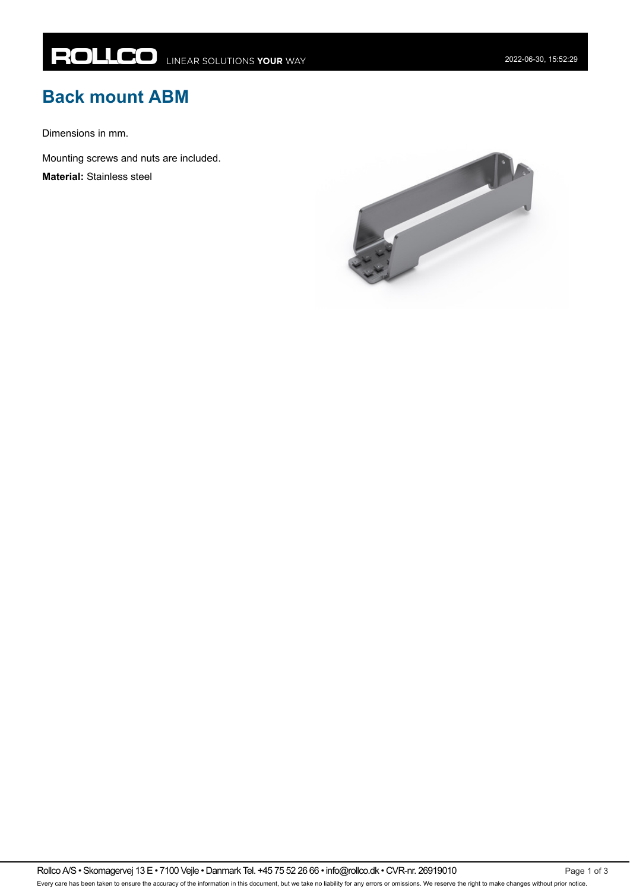# Back mount ABM

Dimensions in mm.

Mounting screws and nuts are included.

**Material:** Stainless steel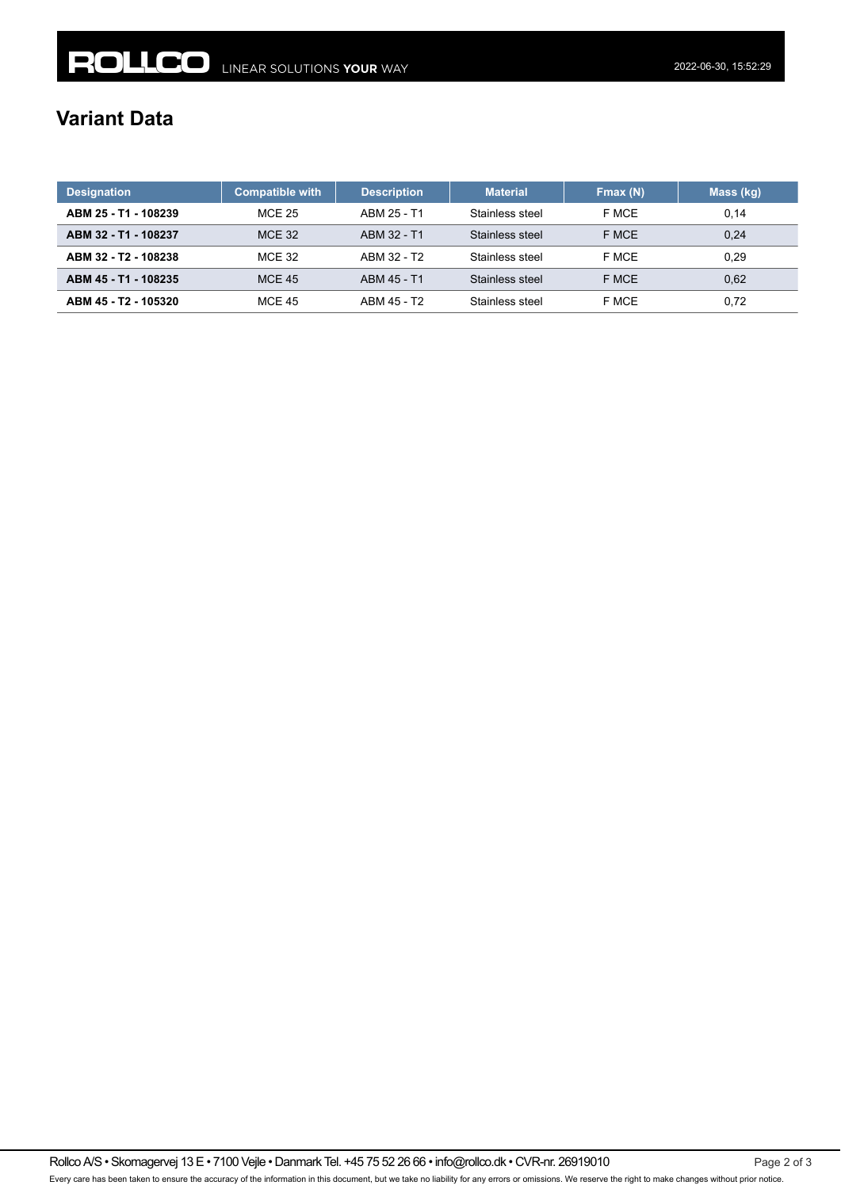## Variant Data

| Designation | Compatible with | Description | Material | Fmax (N) | Mass (kg) |
|---|---|---|---|---|---|
| **ABM 25 - T1 - 108239** | MCE 25 | ABM 25 - T1 | Stainless steel | F MCE | 0,14 |
| **ABM 32 - T1 - 108237** | MCE 32 | ABM 32 - T1 | Stainless steel | F MCE | 0,24 |
| **ABM 32 - T2 - 108238** | MCE 32 | ABM 32 - T2 | Stainless steel | F MCE | 0,29 |
| **ABM 45 - T1 - 108235** | MCE 45 | ABM 45 - T1 | Stainless steel | F MCE | 0,62 |
| **ABM 45 - T2 - 105320** | MCE 45 | ABM 45 - T2 | Stainless steel | F MCE | 0,72 |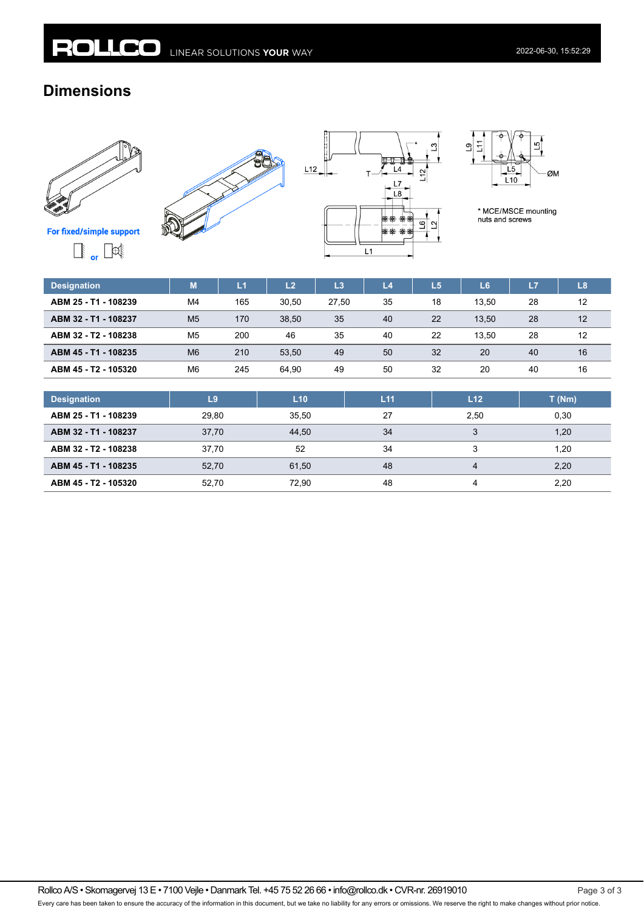## Dimensions

For fixed/simple support

or

* MCE/MSCE mounting nuts and screws

| Designation | M | L1 | L2 | L3 | L4 | L5 | L6 | L7 | L8 |
|---|---|---|---|---|---|---|---|---|---|
| ABM 25 - T1 - 108239 | M4 | 165 | 30,50 | 27,50 | 35 | 18 | 13,50 | 28 | 12 |
| ABM 32 - T1 - 108237 | M5 | 170 | 38,50 | 35 | 40 | 22 | 13,50 | 28 | 12 |
| ABM 32 - T2 - 108238 | M5 | 200 | 46 | 35 | 40 | 22 | 13,50 | 28 | 12 |
| ABM 45 - T1 - 108235 | M6 | 210 | 53,50 | 49 | 50 | 32 | 20 | 40 | 16 |
| ABM 45 - T2 - 105320 | M6 | 245 | 64,90 | 49 | 50 | 32 | 20 | 40 | 16 |

| Designation | L9 | L10 | L11 | L12 | T (Nm) |
|---|---|---|---|---|---|
| ABM 25 - T1 - 108239 | 29,80 | 35,50 | 27 | 2,50 | 0,30 |
| ABM 32 - T1 - 108237 | 37,70 | 44,50 | 34 | 3 | 1,20 |
| ABM 32 - T2 - 108238 | 37,70 | 52 | 34 | 3 | 1,20 |
| ABM 45 - T1 - 108235 | 52,70 | 61,50 | 48 | 4 | 2,20 |
| ABM 45 - T2 - 105320 | 52,70 | 72,90 | 48 | 4 | 2,20 |